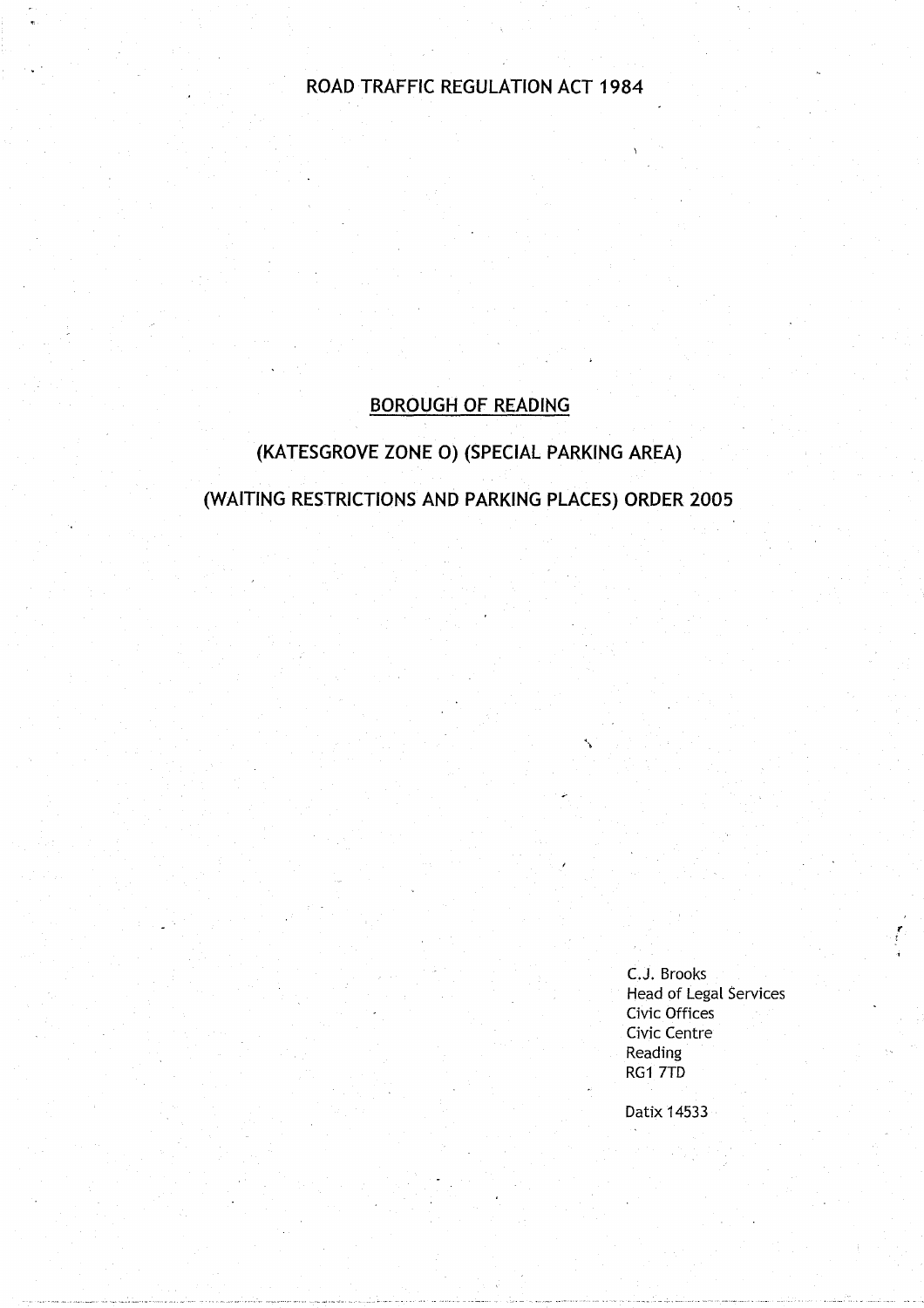ROAD TRAFFIC REGULATION ACT 1984

# BOROUGH OF READING

## (KATESGROVE ZONE O) (SPECIAL PARKING AREA)

## (WAITING RESTRICTIONS AND PARKING PLACES) ORDER 2005

C.J. Brooks
Head of Legal Services
Civic Offices
Civic Centre
Reading
RG1 7TD

Datix 14533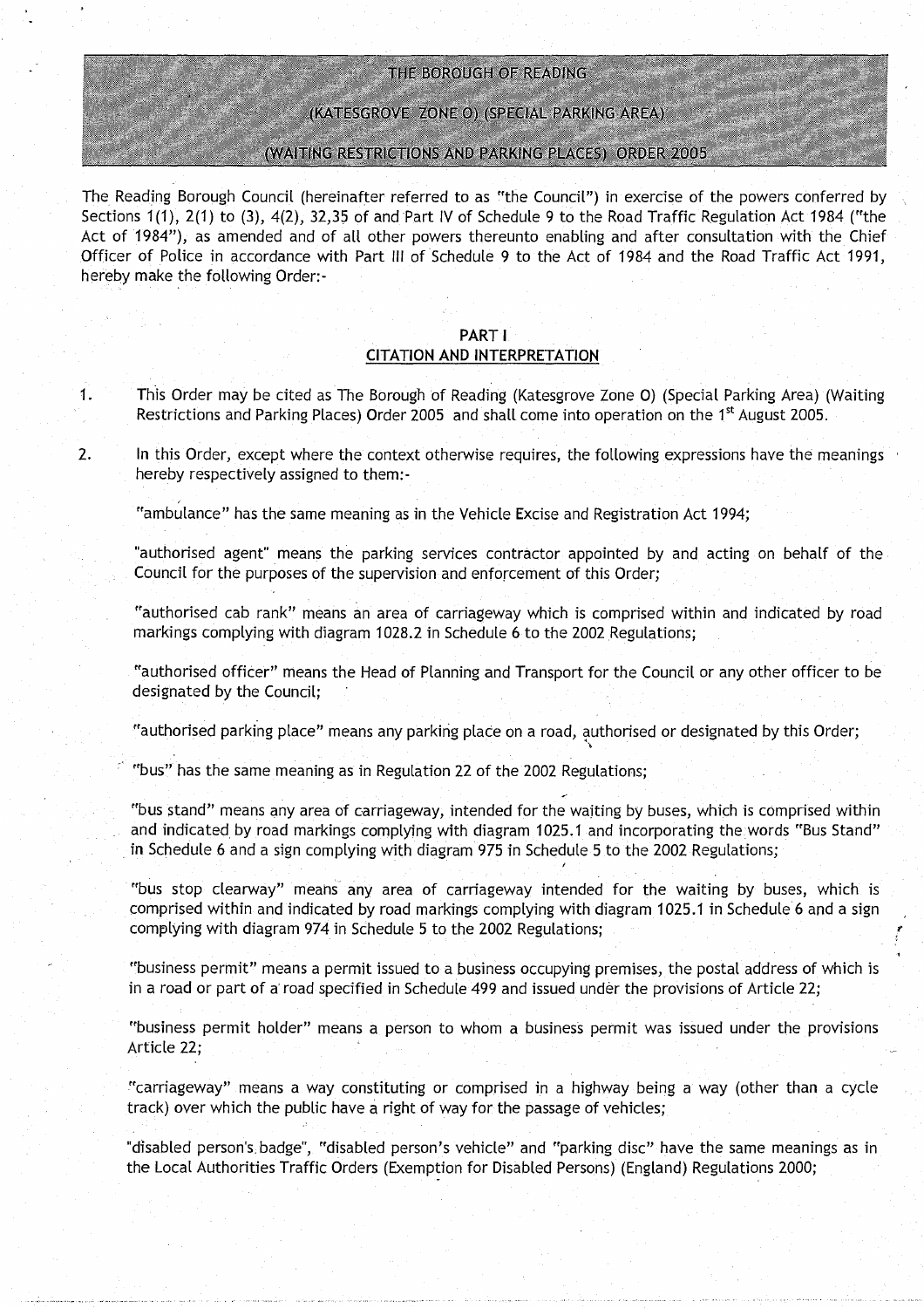# THE BOROUGH OF READING

# (KATESGROVE ZONE O) (SPECIAL PARKING AREA)

# (WAITING RESTRICTIONS AND PARKING PLACES) ORDER 2005

The Reading Borough Council (hereinafter referred to as "the Council") in exercise of the powers conferred by Sections 1(1), 2(1) to (3), 4(2), 32,35 of and Part IV of Schedule 9 to the Road Traffic Regulation Act 1984 ("the Act of 1984"), as amended and of all other powers thereunto enabling and after consultation with the Chief Officer of Police in accordance with Part III of Schedule 9 to the Act of 1984 and the Road Traffic Act 1991, hereby make the following Order:-

## PART I
## CITATION AND INTERPRETATION

1. This Order may be cited as The Borough of Reading (Katesgrove Zone O) (Special Parking Area) (Waiting Restrictions and Parking Places) Order 2005 and shall come into operation on the 1st August 2005.

2. In this Order, except where the context otherwise requires, the following expressions have the meanings hereby respectively assigned to them:-

"ambulance" has the same meaning as in the Vehicle Excise and Registration Act 1994;

"authorised agent" means the parking services contractor appointed by and acting on behalf of the Council for the purposes of the supervision and enforcement of this Order;

"authorised cab rank" means an area of carriageway which is comprised within and indicated by road markings complying with diagram 1028.2 in Schedule 6 to the 2002 Regulations;

"authorised officer" means the Head of Planning and Transport for the Council or any other officer to be designated by the Council;

"authorised parking place" means any parking place on a road, authorised or designated by this Order;

"bus" has the same meaning as in Regulation 22 of the 2002 Regulations;

"bus stand" means any area of carriageway, intended for the waiting by buses, which is comprised within and indicated by road markings complying with diagram 1025.1 and incorporating the words "Bus Stand" in Schedule 6 and a sign complying with diagram 975 in Schedule 5 to the 2002 Regulations;

"bus stop clearway" means any area of carriageway intended for the waiting by buses, which is comprised within and indicated by road markings complying with diagram 1025.1 in Schedule 6 and a sign complying with diagram 974 in Schedule 5 to the 2002 Regulations;

"business permit" means a permit issued to a business occupying premises, the postal address of which is in a road or part of a road specified in Schedule 499 and issued under the provisions of Article 22;

"business permit holder" means a person to whom a business permit was issued under the provisions Article 22;

"carriageway" means a way constituting or comprised in a highway being a way (other than a cycle track) over which the public have a right of way for the passage of vehicles;

"disabled person's badge", "disabled person's vehicle" and "parking disc" have the same meanings as in the Local Authorities Traffic Orders (Exemption for Disabled Persons) (England) Regulations 2000;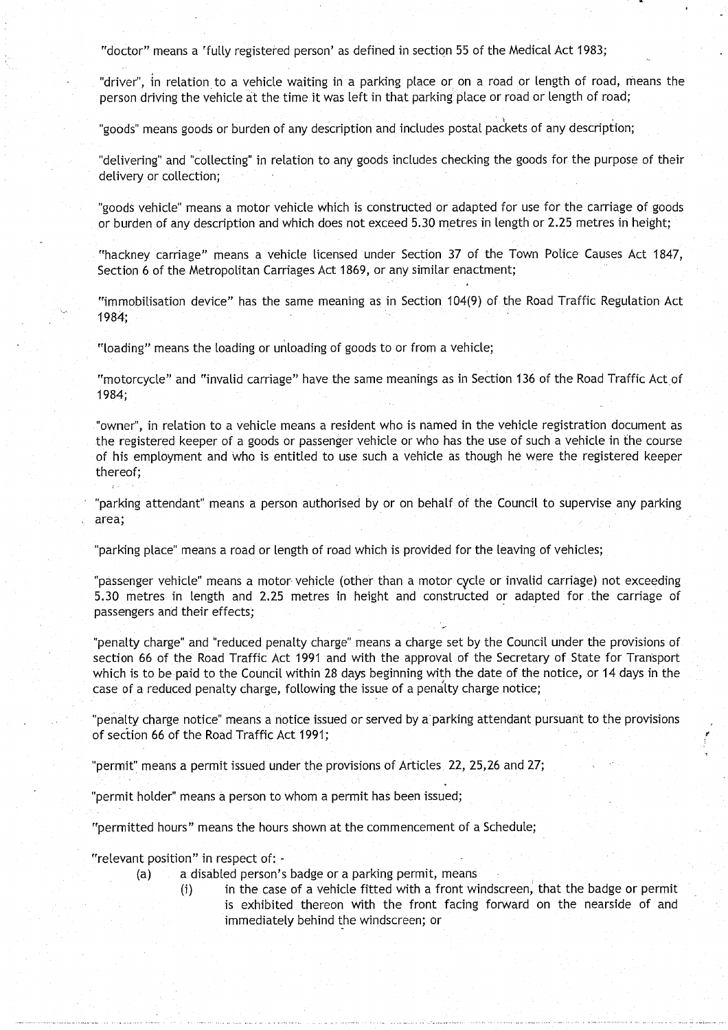"doctor" means a 'fully registered person' as defined in section 55 of the Medical Act 1983;

"driver", in relation to a vehicle waiting in a parking place or on a road or length of road, means the person driving the vehicle at the time it was left in that parking place or road or length of road;

"goods" means goods or burden of any description and includes postal packets of any description;

"delivering" and "collecting" in relation to any goods includes checking the goods for the purpose of their delivery or collection;

"goods vehicle" means a motor vehicle which is constructed or adapted for use for the carriage of goods or burden of any description and which does not exceed 5.30 metres in length or 2.25 metres in height;

"hackney carriage" means a vehicle licensed under Section 37 of the Town Police Causes Act 1847, Section 6 of the Metropolitan Carriages Act 1869, or any similar enactment;

"immobilisation device" has the same meaning as in Section 104(9) of the Road Traffic Regulation Act 1984;

"loading" means the loading or unloading of goods to or from a vehicle;

"motorcycle" and "invalid carriage" have the same meanings as in Section 136 of the Road Traffic Act of 1984;

"owner", in relation to a vehicle means a resident who is named in the vehicle registration document as the registered keeper of a goods or passenger vehicle or who has the use of such a vehicle in the course of his employment and who is entitled to use such a vehicle as though he were the registered keeper thereof;

"parking attendant" means a person authorised by or on behalf of the Council to supervise any parking area;

"parking place" means a road or length of road which is provided for the leaving of vehicles;

"passenger vehicle" means a motor vehicle (other than a motor cycle or invalid carriage) not exceeding 5.30 metres in length and 2.25 metres in height and constructed or adapted for the carriage of passengers and their effects;

"penalty charge" and "reduced penalty charge" means a charge set by the Council under the provisions of section 66 of the Road Traffic Act 1991 and with the approval of the Secretary of State for Transport which is to be paid to the Council within 28 days beginning with the date of the notice, or 14 days in the case of a reduced penalty charge, following the issue of a penalty charge notice;

"penalty charge notice" means a notice issued or served by a parking attendant pursuant to the provisions of section 66 of the Road Traffic Act 1991;

"permit" means a permit issued under the provisions of Articles 22, 25,26 and 27;

"permit holder" means a person to whom a permit has been issued;

"permitted hours" means the hours shown at the commencement of a Schedule;

"relevant position" in respect of: -

(a) a disabled person's badge or a parking permit, means

 (i) in the case of a vehicle fitted with a front windscreen, that the badge or permit is exhibited thereon with the front facing forward on the nearside of and immediately behind the windscreen; or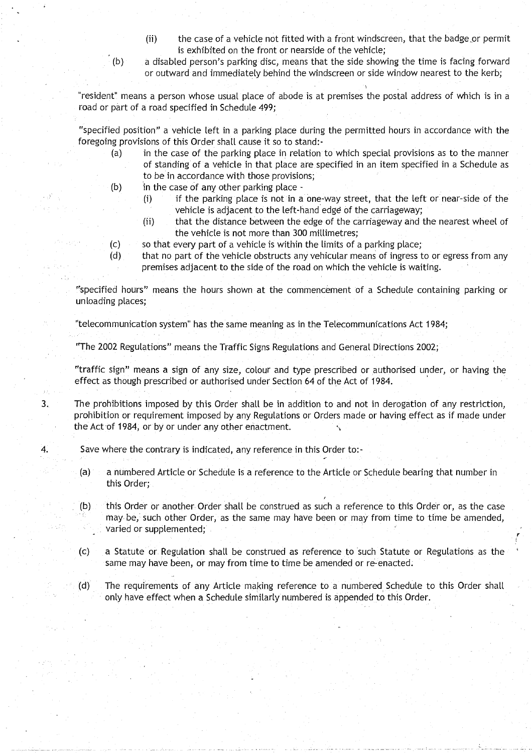- (ii) the case of a vehicle not fitted with a front windscreen, that the badge or permit is exhibited on the front or nearside of the vehicle;
- (b) a disabled person's parking disc, means that the side showing the time is facing forward or outward and immediately behind the windscreen or side window nearest to the kerb;

"resident" means a person whose usual place of abode is at premises the postal address of which is in a road or part of a road specified in Schedule 499;

"specified position" a vehicle left in a parking place during the permitted hours in accordance with the foregoing provisions of this Order shall cause it so to stand:-

- (a) in the case of the parking place in relation to which special provisions as to the manner of standing of a vehicle in that place are specified in an item specified in a Schedule as to be in accordance with those provisions;
- (b) in the case of any other parking place -
  - (i) if the parking place is not in a one-way street, that the left or near-side of the vehicle is adjacent to the left-hand edge of the carriageway;
  - (ii) that the distance between the edge of the carriageway and the nearest wheel of the vehicle is not more than 300 millimetres;
- (c) so that every part of a vehicle is within the limits of a parking place;
- (d) that no part of the vehicle obstructs any vehicular means of ingress to or egress from any premises adjacent to the side of the road on which the vehicle is waiting.

"specified hours" means the hours shown at the commencement of a Schedule containing parking or unloading places;

"telecommunication system" has the same meaning as in the Telecommunications Act 1984;

"The 2002 Regulations" means the Traffic Signs Regulations and General Directions 2002;

"traffic sign" means a sign of any size, colour and type prescribed or authorised under, or having the effect as though prescribed or authorised under Section 64 of the Act of 1984.

3. The prohibitions imposed by this Order shall be in addition to and not in derogation of any restriction, prohibition or requirement imposed by any Regulations or Orders made or having effect as if made under the Act of 1984, or by or under any other enactment.

4. Save where the contrary is indicated, any reference in this Order to:-

   (a) a numbered Article or Schedule is a reference to the Article or Schedule bearing that number in this Order;

   (b) this Order or another Order shall be construed as such a reference to this Order or, as the case may be, such other Order, as the same may have been or may from time to time be amended, varied or supplemented;

   (c) a Statute or Regulation shall be construed as reference to such Statute or Regulations as the same may have been, or may from time to time be amended or re-enacted.

   (d) The requirements of any Article making reference to a numbered Schedule to this Order shall only have effect when a Schedule similarly numbered is appended to this Order.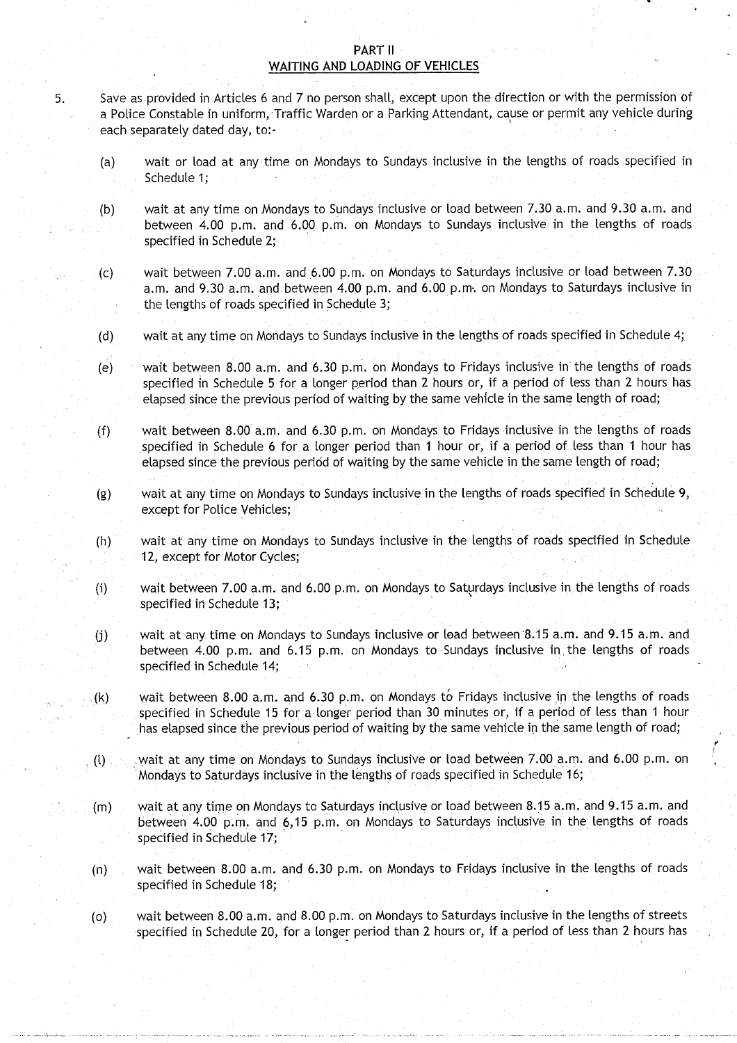## PART II

## WAITING AND LOADING OF VEHICLES

5. Save as provided in Articles 6 and 7 no person shall, except upon the direction or with the permission of a Police Constable in uniform, Traffic Warden or a Parking Attendant, cause or permit any vehicle during each separately dated day, to:-

   (a) wait or load at any time on Mondays to Sundays inclusive in the lengths of roads specified in Schedule 1;

   (b) wait at any time on Mondays to Sundays inclusive or load between 7.30 a.m. and 9.30 a.m. and between 4.00 p.m. and 6.00 p.m. on Mondays to Sundays inclusive in the lengths of roads specified in Schedule 2;

   (c) wait between 7.00 a.m. and 6.00 p.m. on Mondays to Saturdays inclusive or load between 7.30 a.m. and 9.30 a.m. and between 4.00 p.m. and 6.00 p.m. on Mondays to Saturdays inclusive in the lengths of roads specified in Schedule 3;

   (d) wait at any time on Mondays to Sundays inclusive in the lengths of roads specified in Schedule 4;

   (e) wait between 8.00 a.m. and 6.30 p.m. on Mondays to Fridays inclusive in the lengths of roads specified in Schedule 5 for a longer period than 2 hours or, if a period of less than 2 hours has elapsed since the previous period of waiting by the same vehicle in the same length of road;

   (f) wait between 8.00 a.m. and 6.30 p.m. on Mondays to Fridays inclusive in the lengths of roads specified in Schedule 6 for a longer period than 1 hour or, if a period of less than 1 hour has elapsed since the previous period of waiting by the same vehicle in the same length of road;

   (g) wait at any time on Mondays to Sundays inclusive in the lengths of roads specified in Schedule 9, except for Police Vehicles;

   (h) wait at any time on Mondays to Sundays inclusive in the lengths of roads specified in Schedule 12, except for Motor Cycles;

   (i) wait between 7.00 a.m. and 6.00 p.m. on Mondays to Saturdays inclusive in the lengths of roads specified in Schedule 13;

   (j) wait at any time on Mondays to Sundays inclusive or load between 8.15 a.m. and 9.15 a.m. and between 4.00 p.m. and 6.15 p.m. on Mondays to Sundays inclusive in the lengths of roads specified in Schedule 14;

   (k) wait between 8.00 a.m. and 6.30 p.m. on Mondays to Fridays inclusive in the lengths of roads specified in Schedule 15 for a longer period than 30 minutes or, if a period of less than 1 hour has elapsed since the previous period of waiting by the same vehicle in the same length of road;

   (l) wait at any time on Mondays to Sundays inclusive or load between 7.00 a.m. and 6.00 p.m. on Mondays to Saturdays inclusive in the lengths of roads specified in Schedule 16;

   (m) wait at any time on Mondays to Saturdays inclusive or load between 8.15 a.m. and 9.15 a.m. and between 4.00 p.m. and 6,15 p.m. on Mondays to Saturdays inclusive in the lengths of roads specified in Schedule 17;

   (n) wait between 8.00 a.m. and 6.30 p.m. on Mondays to Fridays inclusive in the lengths of roads specified in Schedule 18;

   (o) wait between 8.00 a.m. and 8.00 p.m. on Mondays to Saturdays inclusive in the lengths of streets specified in Schedule 20, for a longer period than 2 hours or, if a period of less than 2 hours has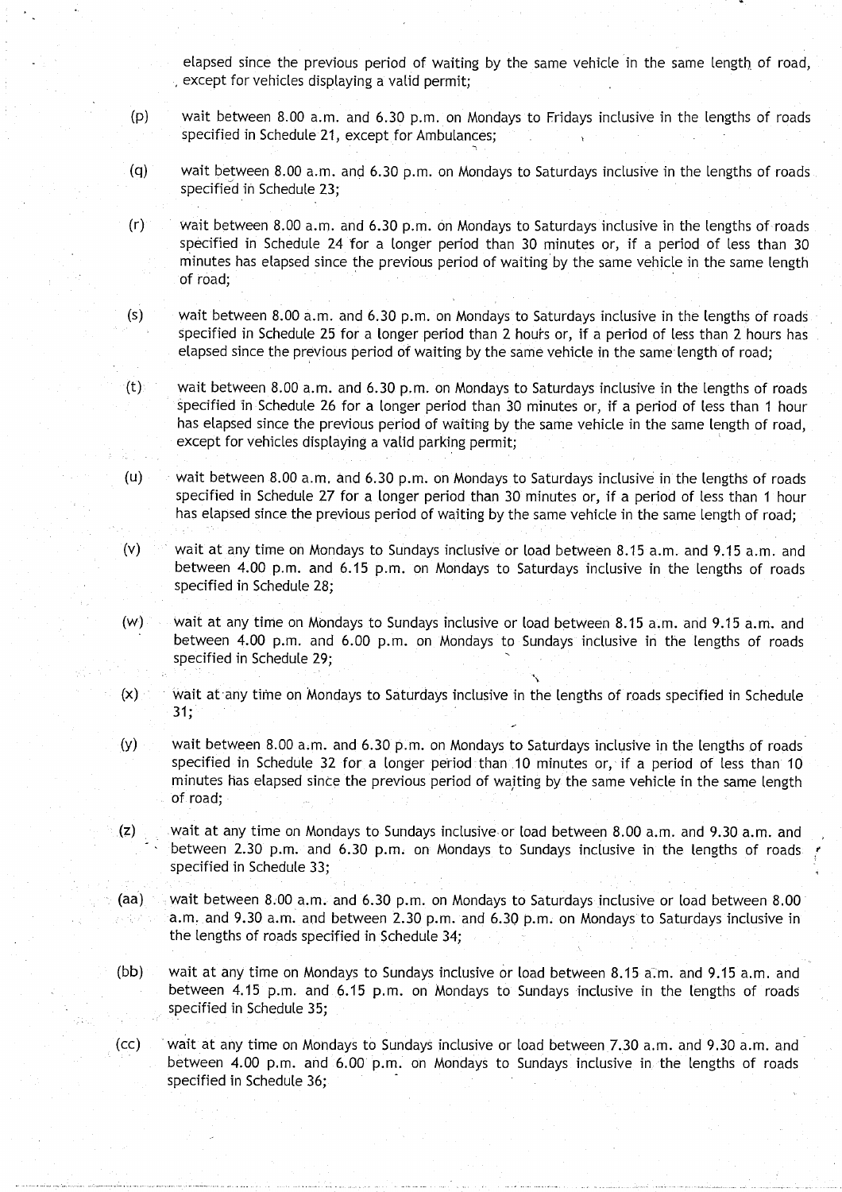elapsed since the previous period of waiting by the same vehicle in the same length of road, except for vehicles displaying a valid permit;

(p) wait between 8.00 a.m. and 6.30 p.m. on Mondays to Fridays inclusive in the lengths of roads specified in Schedule 21, except for Ambulances;

(q) wait between 8.00 a.m. and 6.30 p.m. on Mondays to Saturdays inclusive in the lengths of roads specified in Schedule 23;

(r) wait between 8.00 a.m. and 6.30 p.m. on Mondays to Saturdays inclusive in the lengths of roads specified in Schedule 24 for a longer period than 30 minutes or, if a period of less than 30 minutes has elapsed since the previous period of waiting by the same vehicle in the same length of road;

(s) wait between 8.00 a.m. and 6.30 p.m. on Mondays to Saturdays inclusive in the lengths of roads specified in Schedule 25 for a longer period than 2 hours or, if a period of less than 2 hours has elapsed since the previous period of waiting by the same vehicle in the same length of road;

(t) wait between 8.00 a.m. and 6.30 p.m. on Mondays to Saturdays inclusive in the lengths of roads specified in Schedule 26 for a longer period than 30 minutes or, if a period of less than 1 hour has elapsed since the previous period of waiting by the same vehicle in the same length of road, except for vehicles displaying a valid parking permit;

(u) wait between 8.00 a.m. and 6.30 p.m. on Mondays to Saturdays inclusive in the lengths of roads specified in Schedule 27 for a longer period than 30 minutes or, if a period of less than 1 hour has elapsed since the previous period of waiting by the same vehicle in the same length of road;

(v) wait at any time on Mondays to Sundays inclusive or load between 8.15 a.m. and 9.15 a.m. and between 4.00 p.m. and 6.15 p.m. on Mondays to Saturdays inclusive in the lengths of roads specified in Schedule 28;

(w) wait at any time on Mondays to Sundays inclusive or load between 8.15 a.m. and 9.15 a.m. and between 4.00 p.m. and 6.00 p.m. on Mondays to Sundays inclusive in the lengths of roads specified in Schedule 29;

(x) wait at any time on Mondays to Saturdays inclusive in the lengths of roads specified in Schedule 31;

(y) wait between 8.00 a.m. and 6.30 p.m. on Mondays to Saturdays inclusive in the lengths of roads specified in Schedule 32 for a longer period than 10 minutes or, if a period of less than 10 minutes has elapsed since the previous period of waiting by the same vehicle in the same length of road;

(z) wait at any time on Mondays to Sundays inclusive or load between 8.00 a.m. and 9.30 a.m. and between 2.30 p.m. and 6.30 p.m. on Mondays to Sundays inclusive in the lengths of roads specified in Schedule 33;

(aa) wait between 8.00 a.m. and 6.30 p.m. on Mondays to Saturdays inclusive or load between 8.00 a.m. and 9.30 a.m. and between 2.30 p.m. and 6.30 p.m. on Mondays to Saturdays inclusive in the lengths of roads specified in Schedule 34;

(bb) wait at any time on Mondays to Sundays inclusive or load between 8.15 a.m. and 9.15 a.m. and between 4.15 p.m. and 6.15 p.m. on Mondays to Sundays inclusive in the lengths of roads specified in Schedule 35;

(cc) wait at any time on Mondays to Sundays inclusive or load between 7.30 a.m. and 9.30 a.m. and between 4.00 p.m. and 6.00 p.m. on Mondays to Sundays inclusive in the lengths of roads specified in Schedule 36;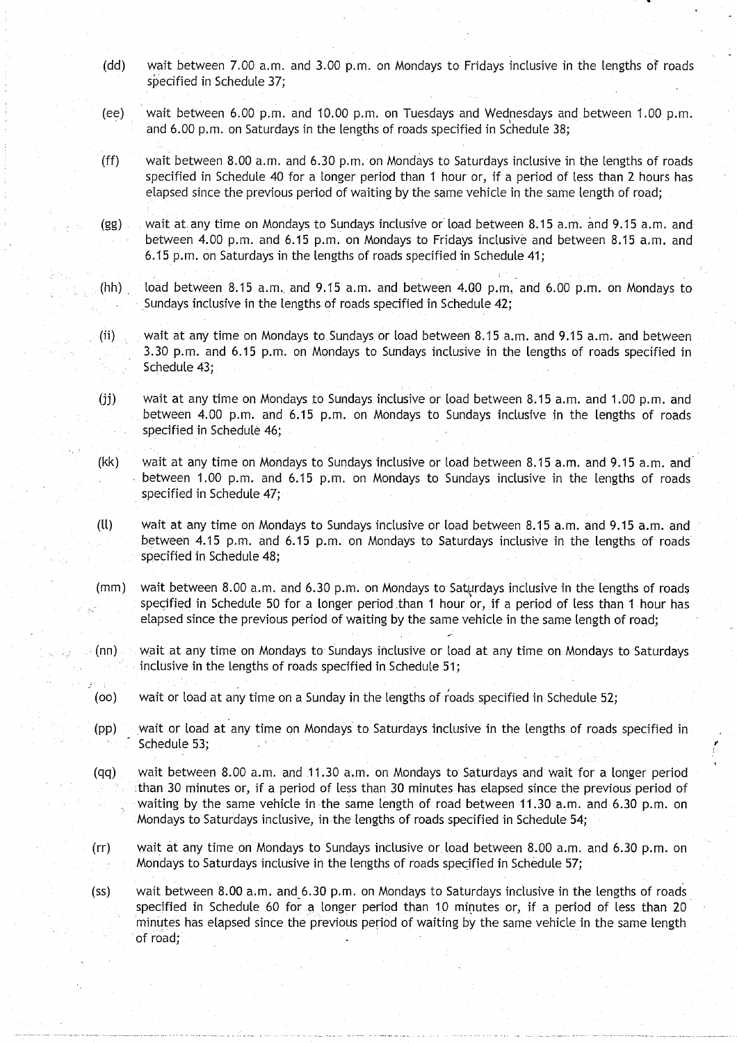(dd) wait between 7.00 a.m. and 3.00 p.m. on Mondays to Fridays inclusive in the lengths of roads specified in Schedule 37;

(ee) wait between 6.00 p.m. and 10.00 p.m. on Tuesdays and Wednesdays and between 1.00 p.m. and 6.00 p.m. on Saturdays in the lengths of roads specified in Schedule 38;

(ff) wait between 8.00 a.m. and 6.30 p.m. on Mondays to Saturdays inclusive in the lengths of roads specified in Schedule 40 for a longer period than 1 hour or, if a period of less than 2 hours has elapsed since the previous period of waiting by the same vehicle in the same length of road;

(gg) wait at any time on Mondays to Sundays inclusive or load between 8.15 a.m. and 9.15 a.m. and between 4.00 p.m. and 6.15 p.m. on Mondays to Fridays inclusive and between 8.15 a.m. and 6.15 p.m. on Saturdays in the lengths of roads specified in Schedule 41;

(hh) load between 8.15 a.m. and 9.15 a.m. and between 4.00 p.m. and 6.00 p.m. on Mondays to Sundays inclusive in the lengths of roads specified in Schedule 42;

(ii) wait at any time on Mondays to Sundays or load between 8.15 a.m. and 9.15 a.m. and between 3.30 p.m. and 6.15 p.m. on Mondays to Sundays inclusive in the lengths of roads specified in Schedule 43;

(jj) wait at any time on Mondays to Sundays inclusive or load between 8.15 a.m. and 1.00 p.m. and between 4.00 p.m. and 6.15 p.m. on Mondays to Sundays inclusive in the lengths of roads specified in Schedule 46;

(kk) wait at any time on Mondays to Sundays inclusive or load between 8.15 a.m. and 9.15 a.m. and between 1.00 p.m. and 6.15 p.m. on Mondays to Sundays inclusive in the lengths of roads specified in Schedule 47;

(ll) wait at any time on Mondays to Sundays inclusive or load between 8.15 a.m. and 9.15 a.m. and between 4.15 p.m. and 6.15 p.m. on Mondays to Saturdays inclusive in the lengths of roads specified in Schedule 48;

(mm) wait between 8.00 a.m. and 6.30 p.m. on Mondays to Saturdays inclusive in the lengths of roads specified in Schedule 50 for a longer period than 1 hour or, if a period of less than 1 hour has elapsed since the previous period of waiting by the same vehicle in the same length of road;

(nn) wait at any time on Mondays to Sundays inclusive or load at any time on Mondays to Saturdays inclusive in the lengths of roads specified in Schedule 51;

(oo) wait or load at any time on a Sunday in the lengths of roads specified in Schedule 52;

(pp) wait or load at any time on Mondays to Saturdays inclusive in the lengths of roads specified in Schedule 53;

(qq) wait between 8.00 a.m. and 11.30 a.m. on Mondays to Saturdays and wait for a longer period than 30 minutes or, if a period of less than 30 minutes has elapsed since the previous period of waiting by the same vehicle in the same length of road between 11.30 a.m. and 6.30 p.m. on Mondays to Saturdays inclusive, in the lengths of roads specified in Schedule 54;

(rr) wait at any time on Mondays to Sundays inclusive or load between 8.00 a.m. and 6.30 p.m. on Mondays to Saturdays inclusive in the lengths of roads specified in Schedule 57;

(ss) wait between 8.00 a.m. and 6.30 p.m. on Mondays to Saturdays inclusive in the lengths of roads specified in Schedule 60 for a longer period than 10 minutes or, if a period of less than 20 minutes has elapsed since the previous period of waiting by the same vehicle in the same length of road;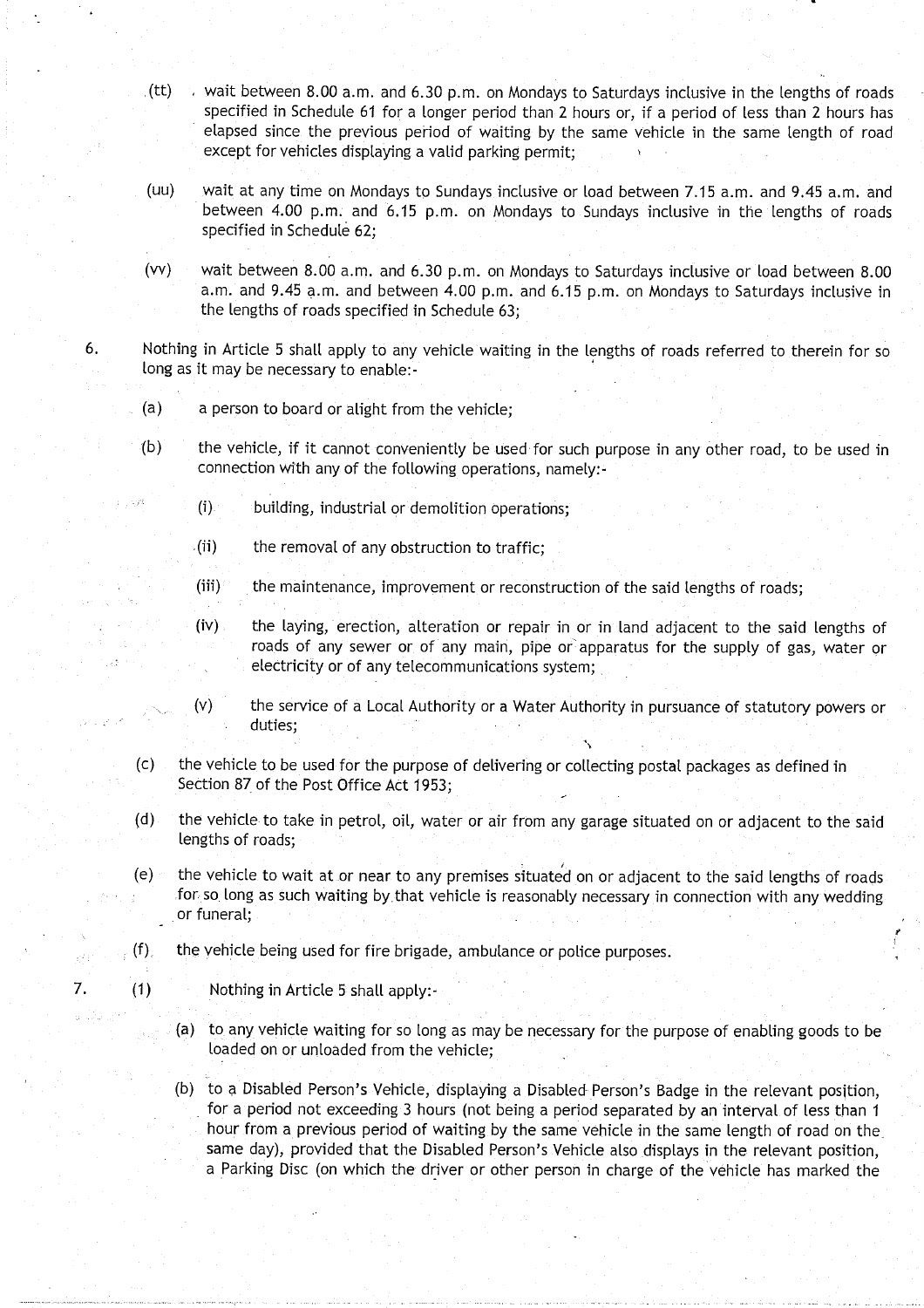(tt) wait between 8.00 a.m. and 6.30 p.m. on Mondays to Saturdays inclusive in the lengths of roads specified in Schedule 61 for a longer period than 2 hours or, if a period of less than 2 hours has elapsed since the previous period of waiting by the same vehicle in the same length of road except for vehicles displaying a valid parking permit;

(uu) wait at any time on Mondays to Sundays inclusive or load between 7.15 a.m. and 9.45 a.m. and between 4.00 p.m. and 6.15 p.m. on Mondays to Sundays inclusive in the lengths of roads specified in Schedule 62;

(vv) wait between 8.00 a.m. and 6.30 p.m. on Mondays to Saturdays inclusive or load between 8.00 a.m. and 9.45 a.m. and between 4.00 p.m. and 6.15 p.m. on Mondays to Saturdays inclusive in the lengths of roads specified in Schedule 63;

6. Nothing in Article 5 shall apply to any vehicle waiting in the lengths of roads referred to therein for so long as it may be necessary to enable:-

   (a) a person to board or alight from the vehicle;

   (b) the vehicle, if it cannot conveniently be used for such purpose in any other road, to be used in connection with any of the following operations, namely:-

      (i) building, industrial or demolition operations;

      (ii) the removal of any obstruction to traffic;

      (iii) the maintenance, improvement or reconstruction of the said lengths of roads;

      (iv) the laying, erection, alteration or repair in or in land adjacent to the said lengths of roads of any sewer or of any main, pipe or apparatus for the supply of gas, water or electricity or of any telecommunications system;

      (v) the service of a Local Authority or a Water Authority in pursuance of statutory powers or duties;

   (c) the vehicle to be used for the purpose of delivering or collecting postal packages as defined in Section 87 of the Post Office Act 1953;

   (d) the vehicle to take in petrol, oil, water or air from any garage situated on or adjacent to the said lengths of roads;

   (e) the vehicle to wait at or near to any premises situated on or adjacent to the said lengths of roads for so long as such waiting by that vehicle is reasonably necessary in connection with any wedding or funeral;

   (f) the vehicle being used for fire brigade, ambulance or police purposes.

7. (1) Nothing in Article 5 shall apply:-

   (a) to any vehicle waiting for so long as may be necessary for the purpose of enabling goods to be loaded on or unloaded from the vehicle;

   (b) to a Disabled Person's Vehicle, displaying a Disabled Person's Badge in the relevant position, for a period not exceeding 3 hours (not being a period separated by an interval of less than 1 hour from a previous period of waiting by the same vehicle in the same length of road on the same day), provided that the Disabled Person's Vehicle also displays in the relevant position, a Parking Disc (on which the driver or other person in charge of the vehicle has marked the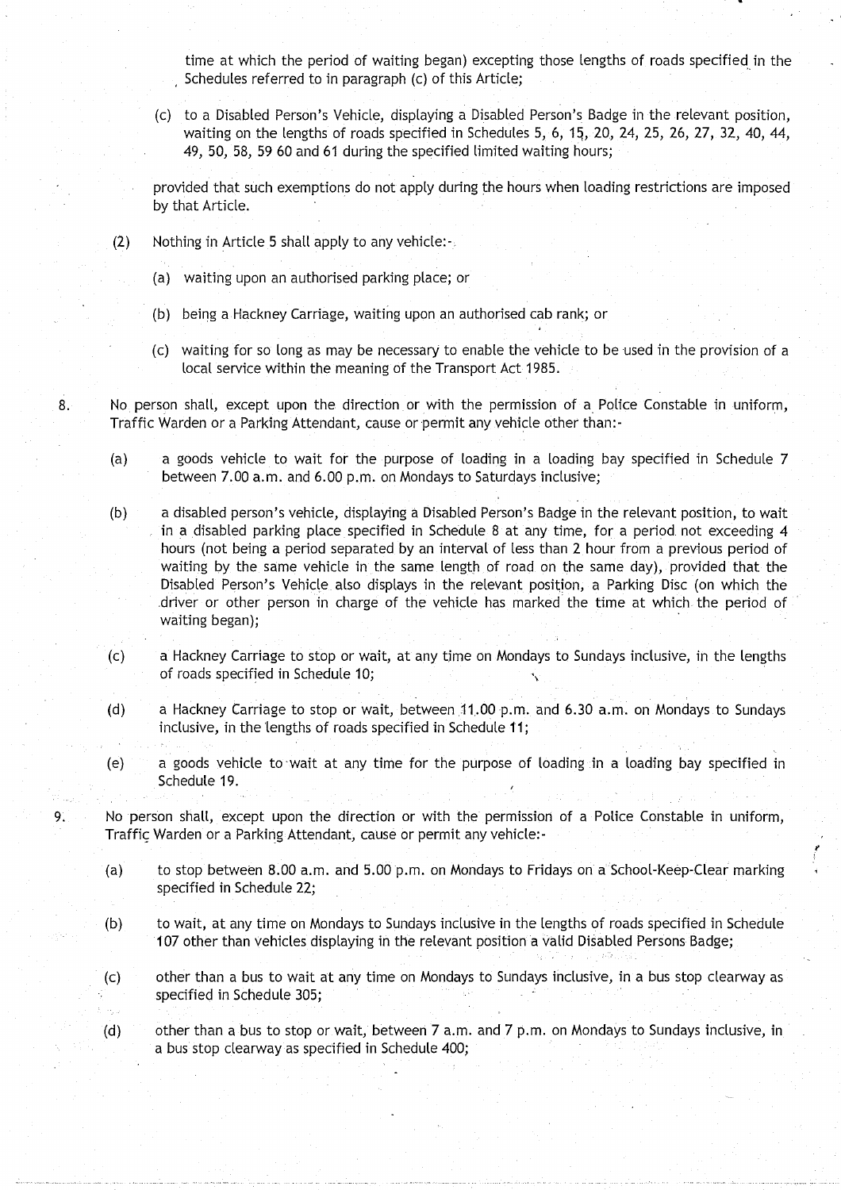time at which the period of waiting began) excepting those lengths of roads specified in the Schedules referred to in paragraph (c) of this Article;

(c) to a Disabled Person's Vehicle, displaying a Disabled Person's Badge in the relevant position, waiting on the lengths of roads specified in Schedules 5, 6, 15, 20, 24, 25, 26, 27, 32, 40, 44, 49, 50, 58, 59 60 and 61 during the specified limited waiting hours;

provided that such exemptions do not apply during the hours when loading restrictions are imposed by that Article.

(2) Nothing in Article 5 shall apply to any vehicle:-

(a) waiting upon an authorised parking place; or

(b) being a Hackney Carriage, waiting upon an authorised cab rank; or

(c) waiting for so long as may be necessary to enable the vehicle to be used in the provision of a local service within the meaning of the Transport Act 1985.

8. No person shall, except upon the direction or with the permission of a Police Constable in uniform, Traffic Warden or a Parking Attendant, cause or permit any vehicle other than:-

(a) a goods vehicle to wait for the purpose of loading in a loading bay specified in Schedule 7 between 7.00 a.m. and 6.00 p.m. on Mondays to Saturdays inclusive;

(b) a disabled person's vehicle, displaying a Disabled Person's Badge in the relevant position, to wait in a disabled parking place specified in Schedule 8 at any time, for a period not exceeding 4 hours (not being a period separated by an interval of less than 2 hour from a previous period of waiting by the same vehicle in the same length of road on the same day), provided that the Disabled Person's Vehicle also displays in the relevant position, a Parking Disc (on which the driver or other person in charge of the vehicle has marked the time at which the period of waiting began);

(c) a Hackney Carriage to stop or wait, at any time on Mondays to Sundays inclusive, in the lengths of roads specified in Schedule 10;

(d) a Hackney Carriage to stop or wait, between 11.00 p.m. and 6.30 a.m. on Mondays to Sundays inclusive, in the lengths of roads specified in Schedule 11;

(e) a goods vehicle to wait at any time for the purpose of loading in a loading bay specified in Schedule 19.

9. No person shall, except upon the direction or with the permission of a Police Constable in uniform, Traffic Warden or a Parking Attendant, cause or permit any vehicle:-

(a) to stop between 8.00 a.m. and 5.00 p.m. on Mondays to Fridays on a School-Keep-Clear marking specified in Schedule 22;

(b) to wait, at any time on Mondays to Sundays inclusive in the lengths of roads specified in Schedule 107 other than vehicles displaying in the relevant position a valid Disabled Persons Badge;

(c) other than a bus to wait at any time on Mondays to Sundays inclusive, in a bus stop clearway as specified in Schedule 305;

(d) other than a bus to stop or wait, between 7 a.m. and 7 p.m. on Mondays to Sundays inclusive, in a bus stop clearway as specified in Schedule 400;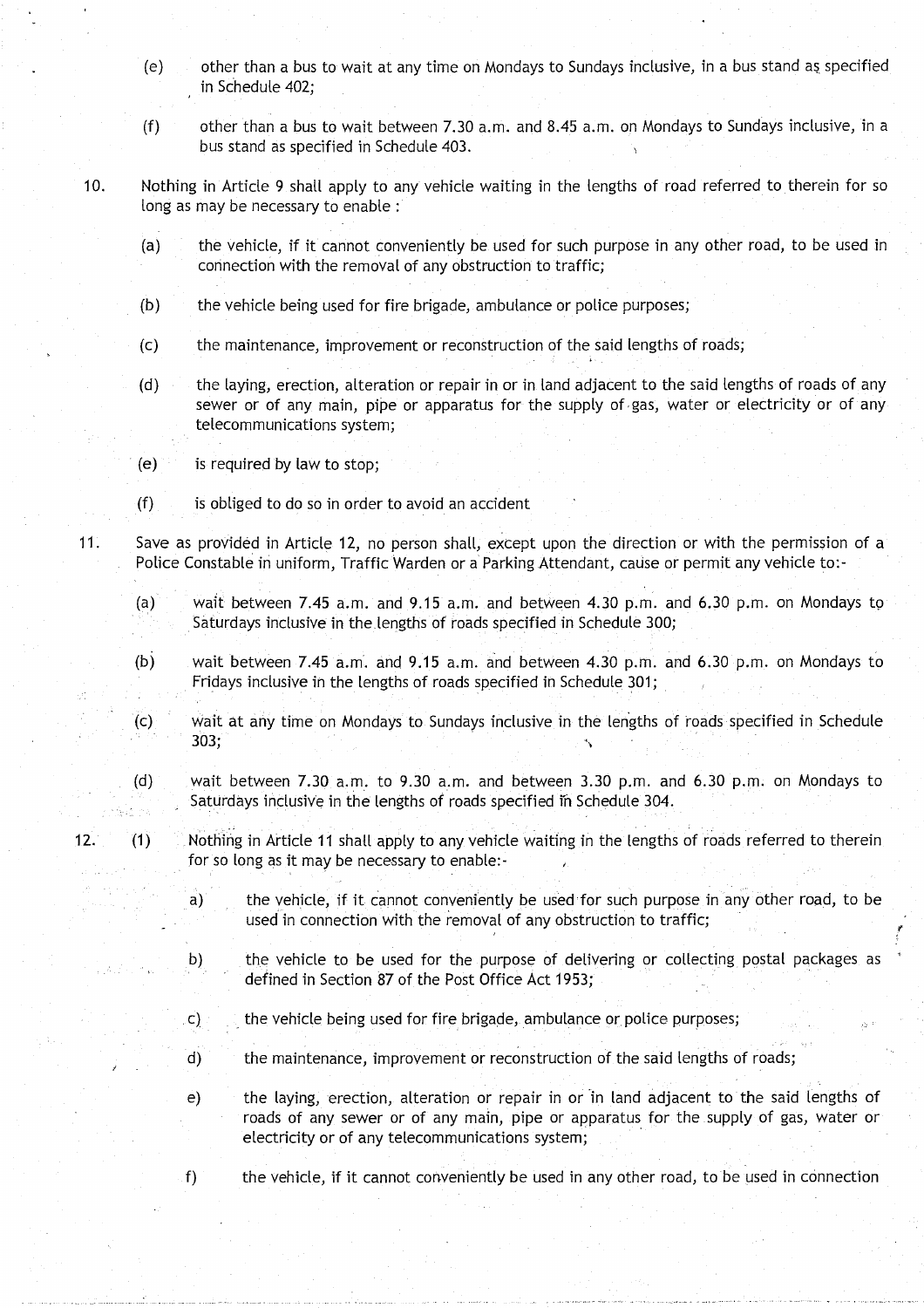(e) other than a bus to wait at any time on Mondays to Sundays inclusive, in a bus stand as specified in Schedule 402;

(f) other than a bus to wait between 7.30 a.m. and 8.45 a.m. on Mondays to Sundays inclusive, in a bus stand as specified in Schedule 403.

10. Nothing in Article 9 shall apply to any vehicle waiting in the lengths of road referred to therein for so long as may be necessary to enable :

(a) the vehicle, if it cannot conveniently be used for such purpose in any other road, to be used in connection with the removal of any obstruction to traffic;

(b) the vehicle being used for fire brigade, ambulance or police purposes;

(c) the maintenance, improvement or reconstruction of the said lengths of roads;

(d) the laying, erection, alteration or repair in or in land adjacent to the said lengths of roads of any sewer or of any main, pipe or apparatus for the supply of gas, water or electricity or of any telecommunications system;

(e) is required by law to stop;

(f) is obliged to do so in order to avoid an accident

11. Save as provided in Article 12, no person shall, except upon the direction or with the permission of a Police Constable in uniform, Traffic Warden or a Parking Attendant, cause or permit any vehicle to:-

(a) wait between 7.45 a.m. and 9.15 a.m. and between 4.30 p.m. and 6.30 p.m. on Mondays to Saturdays inclusive in the lengths of roads specified in Schedule 300;

(b) wait between 7.45 a.m. and 9.15 a.m. and between 4.30 p.m. and 6.30 p.m. on Mondays to Fridays inclusive in the lengths of roads specified in Schedule 301;

(c) wait at any time on Mondays to Sundays inclusive in the lengths of roads specified in Schedule 303;

(d) wait between 7.30 a.m. to 9.30 a.m. and between 3.30 p.m. and 6.30 p.m. on Mondays to Saturdays inclusive in the lengths of roads specified in Schedule 304.

12. (1) Nothing in Article 11 shall apply to any vehicle waiting in the lengths of roads referred to therein for so long as it may be necessary to enable:-

a) the vehicle, if it cannot conveniently be used for such purpose in any other road, to be used in connection with the removal of any obstruction to traffic;

b) the vehicle to be used for the purpose of delivering or collecting postal packages as defined in Section 87 of the Post Office Act 1953;

c) the vehicle being used for fire brigade, ambulance or police purposes;

d) the maintenance, improvement or reconstruction of the said lengths of roads;

e) the laying, erection, alteration or repair in or in land adjacent to the said lengths of roads of any sewer or of any main, pipe or apparatus for the supply of gas, water or electricity or of any telecommunications system;

f) the vehicle, if it cannot conveniently be used in any other road, to be used in connection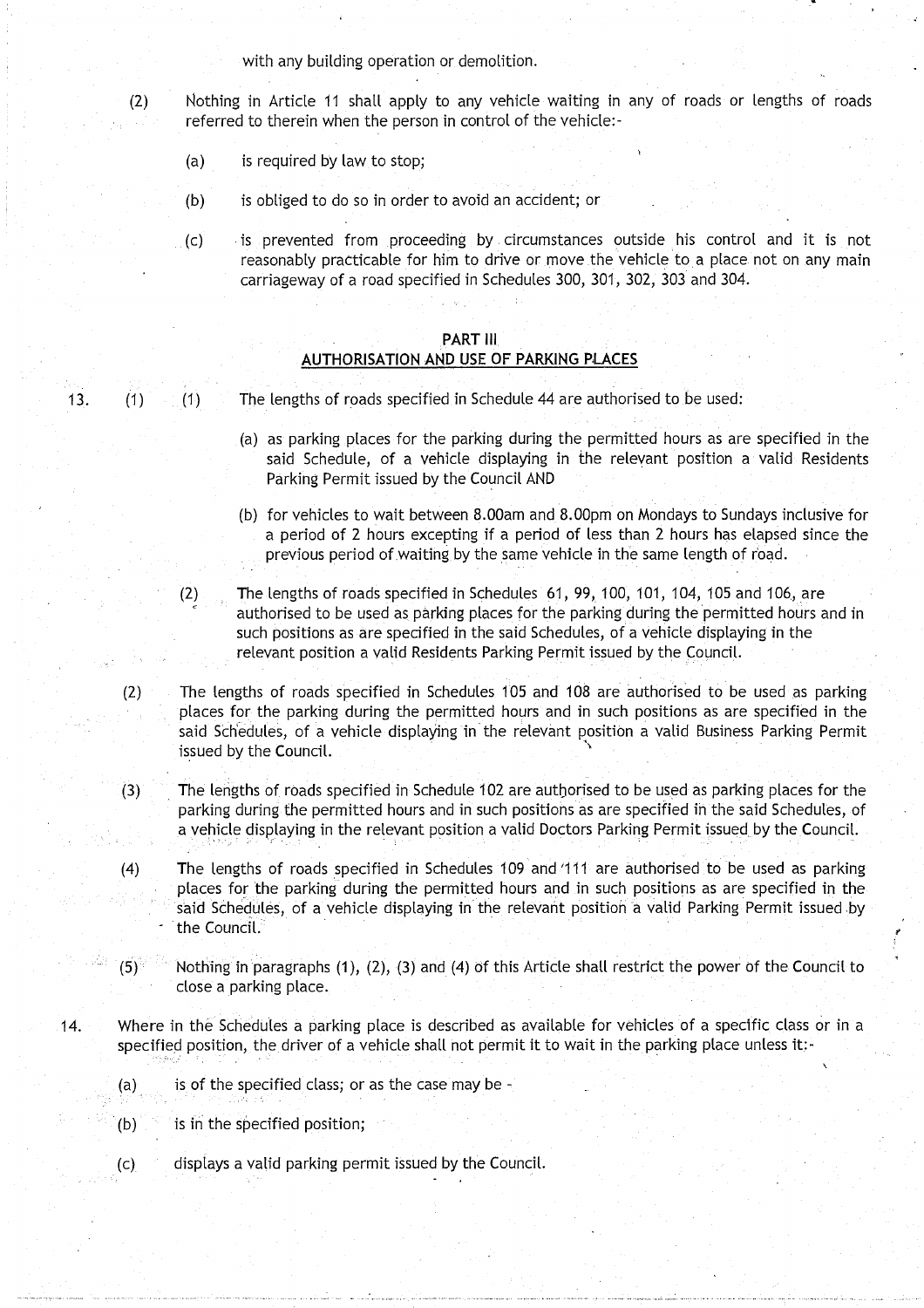with any building operation or demolition.

(2) Nothing in Article 11 shall apply to any vehicle waiting in any of roads or lengths of roads referred to therein when the person in control of the vehicle:-

(a) is required by law to stop;

(b) is obliged to do so in order to avoid an accident; or

(c) is prevented from proceeding by circumstances outside his control and it is not reasonably practicable for him to drive or move the vehicle to a place not on any main carriageway of a road specified in Schedules 300, 301, 302, 303 and 304.

## PART III
## AUTHORISATION AND USE OF PARKING PLACES

13. (1) (1) The lengths of roads specified in Schedule 44 are authorised to be used:

(a) as parking places for the parking during the permitted hours as are specified in the said Schedule, of a vehicle displaying in the relevant position a valid Residents Parking Permit issued by the Council AND

(b) for vehicles to wait between 8.00am and 8.00pm on Mondays to Sundays inclusive for a period of 2 hours excepting if a period of less than 2 hours has elapsed since the previous period of waiting by the same vehicle in the same length of road.

(2) The lengths of roads specified in Schedules 61, 99, 100, 101, 104, 105 and 106, are authorised to be used as parking places for the parking during the permitted hours and in such positions as are specified in the said Schedules, of a vehicle displaying in the relevant position a valid Residents Parking Permit issued by the Council.

(2) The lengths of roads specified in Schedules 105 and 108 are authorised to be used as parking places for the parking during the permitted hours and in such positions as are specified in the said Schedules, of a vehicle displaying in the relevant position a valid Business Parking Permit issued by the Council.

(3) The lengths of roads specified in Schedule 102 are authorised to be used as parking places for the parking during the permitted hours and in such positions as are specified in the said Schedules, of a vehicle displaying in the relevant position a valid Doctors Parking Permit issued by the Council.

(4) The lengths of roads specified in Schedules 109 and 111 are authorised to be used as parking places for the parking during the permitted hours and in such positions as are specified in the said Schedules, of a vehicle displaying in the relevant position a valid Parking Permit issued by the Council.

(5) Nothing in paragraphs (1), (2), (3) and (4) of this Article shall restrict the power of the Council to close a parking place.

14. Where in the Schedules a parking place is described as available for vehicles of a specific class or in a specified position, the driver of a vehicle shall not permit it to wait in the parking place unless it:-

(a) is of the specified class; or as the case may be -

(b) is in the specified position;

(c) displays a valid parking permit issued by the Council.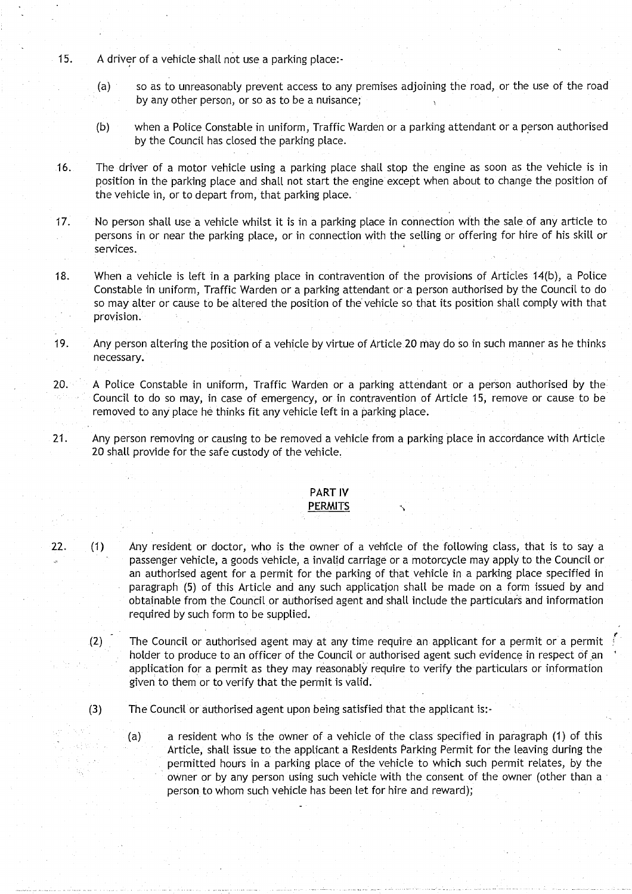15. A driver of a vehicle shall not use a parking place:-

   (a) so as to unreasonably prevent access to any premises adjoining the road, or the use of the road by any other person, or so as to be a nuisance;

   (b) when a Police Constable in uniform, Traffic Warden or a parking attendant or a person authorised by the Council has closed the parking place.

16. The driver of a motor vehicle using a parking place shall stop the engine as soon as the vehicle is in position in the parking place and shall not start the engine except when about to change the position of the vehicle in, or to depart from, that parking place.

17. No person shall use a vehicle whilst it is in a parking place in connection with the sale of any article to persons in or near the parking place, or in connection with the selling or offering for hire of his skill or services.

18. When a vehicle is left in a parking place in contravention of the provisions of Articles 14(b), a Police Constable in uniform, Traffic Warden or a parking attendant or a person authorised by the Council to do so may alter or cause to be altered the position of the vehicle so that its position shall comply with that provision.

19. Any person altering the position of a vehicle by virtue of Article 20 may do so in such manner as he thinks necessary.

20. A Police Constable in uniform, Traffic Warden or a parking attendant or a person authorised by the Council to do so may, in case of emergency, or in contravention of Article 15, remove or cause to be removed to any place he thinks fit any vehicle left in a parking place.

21. Any person removing or causing to be removed a vehicle from a parking place in accordance with Article 20 shall provide for the safe custody of the vehicle.

## PART IV
## PERMITS

22. (1) Any resident or doctor, who is the owner of a vehicle of the following class, that is to say a passenger vehicle, a goods vehicle, a invalid carriage or a motorcycle may apply to the Council or an authorised agent for a permit for the parking of that vehicle in a parking place specified in paragraph (5) of this Article and any such application shall be made on a form issued by and obtainable from the Council or authorised agent and shall include the particulars and information required by such form to be supplied.

   (2) The Council or authorised agent may at any time require an applicant for a permit or a permit holder to produce to an officer of the Council or authorised agent such evidence in respect of an application for a permit as they may reasonably require to verify the particulars or information given to them or to verify that the permit is valid.

   (3) The Council or authorised agent upon being satisfied that the applicant is:-

      (a) a resident who is the owner of a vehicle of the class specified in paragraph (1) of this Article, shall issue to the applicant a Residents Parking Permit for the leaving during the permitted hours in a parking place of the vehicle to which such permit relates, by the owner or by any person using such vehicle with the consent of the owner (other than a person to whom such vehicle has been let for hire and reward);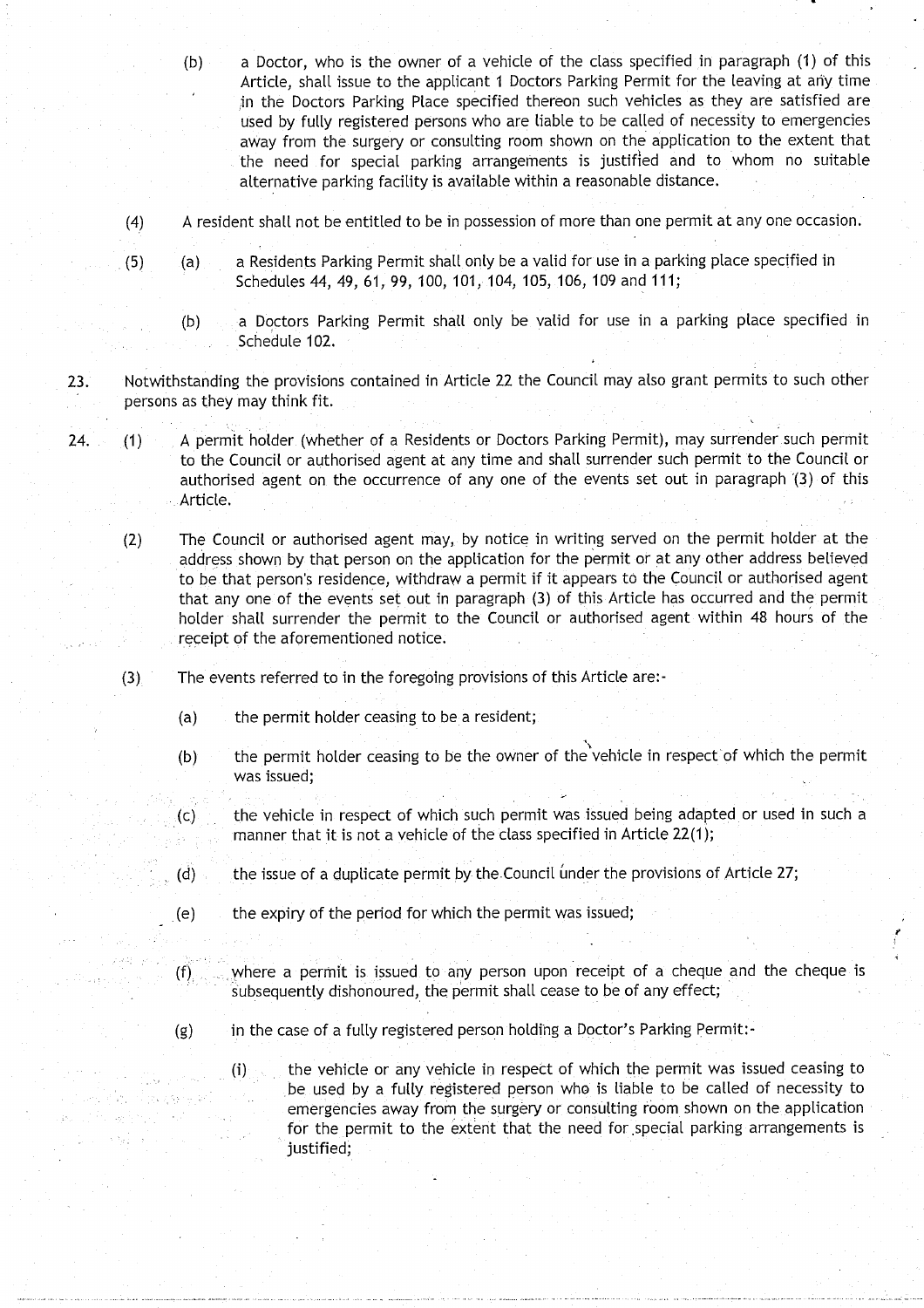(b) a Doctor, who is the owner of a vehicle of the class specified in paragraph (1) of this Article, shall issue to the applicant 1 Doctors Parking Permit for the leaving at any time in the Doctors Parking Place specified thereon such vehicles as they are satisfied are used by fully registered persons who are liable to be called of necessity to emergencies away from the surgery or consulting room shown on the application to the extent that the need for special parking arrangements is justified and to whom no suitable alternative parking facility is available within a reasonable distance.

(4) A resident shall not be entitled to be in possession of more than one permit at any one occasion.

(5) (a) a Residents Parking Permit shall only be a valid for use in a parking place specified in Schedules 44, 49, 61, 99, 100, 101, 104, 105, 106, 109 and 111;

(b) a Doctors Parking Permit shall only be valid for use in a parking place specified in Schedule 102.

23. Notwithstanding the provisions contained in Article 22 the Council may also grant permits to such other persons as they may think fit.

24. (1) A permit holder (whether of a Residents or Doctors Parking Permit), may surrender such permit to the Council or authorised agent at any time and shall surrender such permit to the Council or authorised agent on the occurrence of any one of the events set out in paragraph (3) of this Article.

(2) The Council or authorised agent may, by notice in writing served on the permit holder at the address shown by that person on the application for the permit or at any other address believed to be that person's residence, withdraw a permit if it appears to the Council or authorised agent that any one of the events set out in paragraph (3) of this Article has occurred and the permit holder shall surrender the permit to the Council or authorised agent within 48 hours of the receipt of the aforementioned notice.

(3) The events referred to in the foregoing provisions of this Article are:-

(a) the permit holder ceasing to be a resident;

(b) the permit holder ceasing to be the owner of the vehicle in respect of which the permit was issued;

(c) the vehicle in respect of which such permit was issued being adapted or used in such a manner that it is not a vehicle of the class specified in Article 22(1);

(d) the issue of a duplicate permit by the Council under the provisions of Article 27;

(e) the expiry of the period for which the permit was issued;

(f) where a permit is issued to any person upon receipt of a cheque and the cheque is subsequently dishonoured, the permit shall cease to be of any effect;

(g) in the case of a fully registered person holding a Doctor's Parking Permit:-

(i) the vehicle or any vehicle in respect of which the permit was issued ceasing to be used by a fully registered person who is liable to be called of necessity to emergencies away from the surgery or consulting room shown on the application for the permit to the extent that the need for special parking arrangements is justified;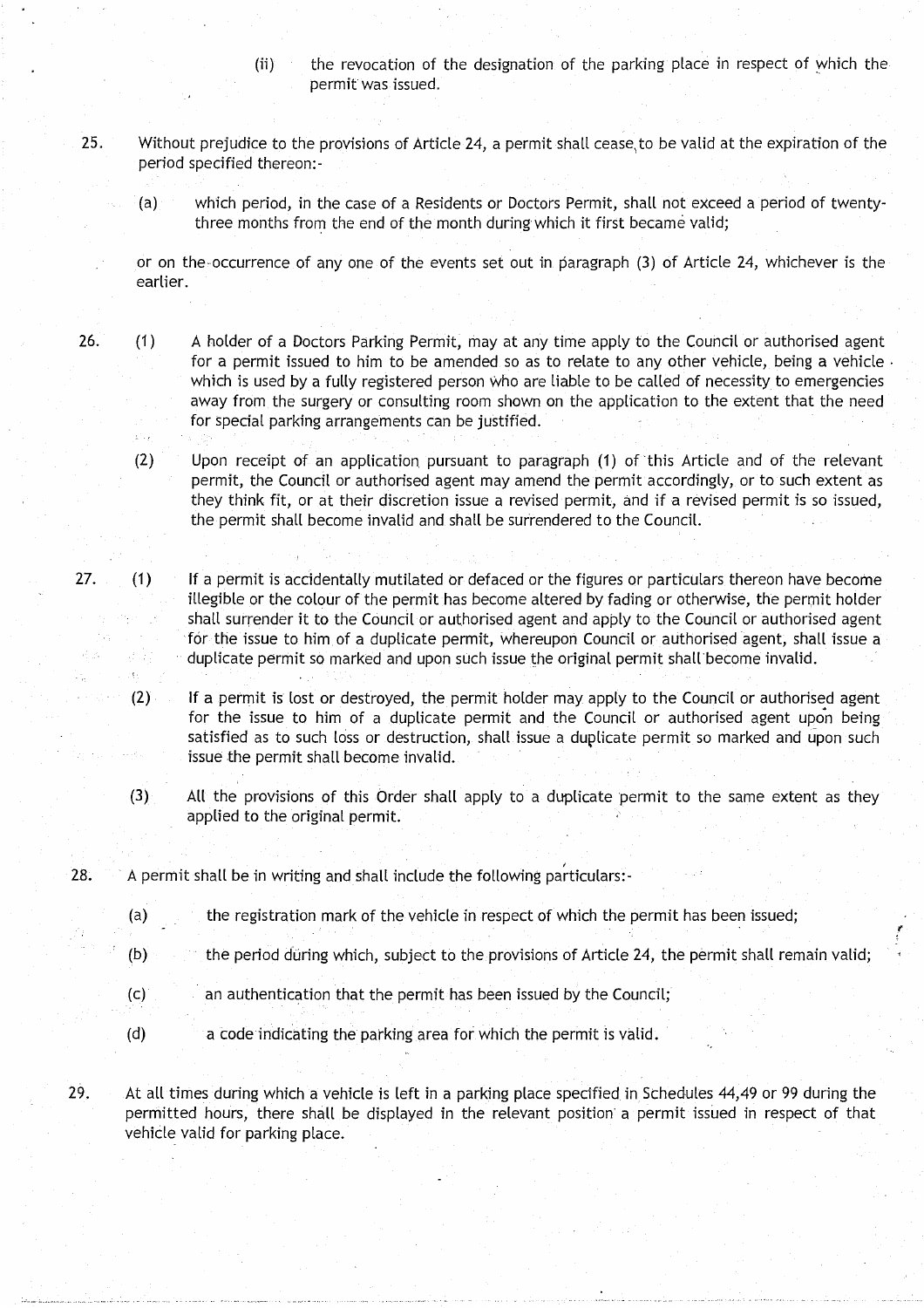(ii) the revocation of the designation of the parking place in respect of which the permit was issued.

25. Without prejudice to the provisions of Article 24, a permit shall cease to be valid at the expiration of the period specified thereon:-

(a) which period, in the case of a Residents or Doctors Permit, shall not exceed a period of twenty-three months from the end of the month during which it first became valid;

or on the occurrence of any one of the events set out in paragraph (3) of Article 24, whichever is the earlier.

26. (1) A holder of a Doctors Parking Permit, may at any time apply to the Council or authorised agent for a permit issued to him to be amended so as to relate to any other vehicle, being a vehicle which is used by a fully registered person who are liable to be called of necessity to emergencies away from the surgery or consulting room shown on the application to the extent that the need for special parking arrangements can be justified.

(2) Upon receipt of an application pursuant to paragraph (1) of this Article and of the relevant permit, the Council or authorised agent may amend the permit accordingly, or to such extent as they think fit, or at their discretion issue a revised permit, and if a revised permit is so issued, the permit shall become invalid and shall be surrendered to the Council.

27. (1) If a permit is accidentally mutilated or defaced or the figures or particulars thereon have become illegible or the colour of the permit has become altered by fading or otherwise, the permit holder shall surrender it to the Council or authorised agent and apply to the Council or authorised agent for the issue to him of a duplicate permit, whereupon Council or authorised agent, shall issue a duplicate permit so marked and upon such issue the original permit shall become invalid.

(2) If a permit is lost or destroyed, the permit holder may apply to the Council or authorised agent for the issue to him of a duplicate permit and the Council or authorised agent upon being satisfied as to such loss or destruction, shall issue a duplicate permit so marked and upon such issue the permit shall become invalid.

(3) All the provisions of this Order shall apply to a duplicate permit to the same extent as they applied to the original permit.

28. A permit shall be in writing and shall include the following particulars:-

(a) the registration mark of the vehicle in respect of which the permit has been issued;

(b) the period during which, subject to the provisions of Article 24, the permit shall remain valid;

(c) an authentication that the permit has been issued by the Council;

(d) a code indicating the parking area for which the permit is valid.

29. At all times during which a vehicle is left in a parking place specified in Schedules 44,49 or 99 during the permitted hours, there shall be displayed in the relevant position a permit issued in respect of that vehicle valid for parking place.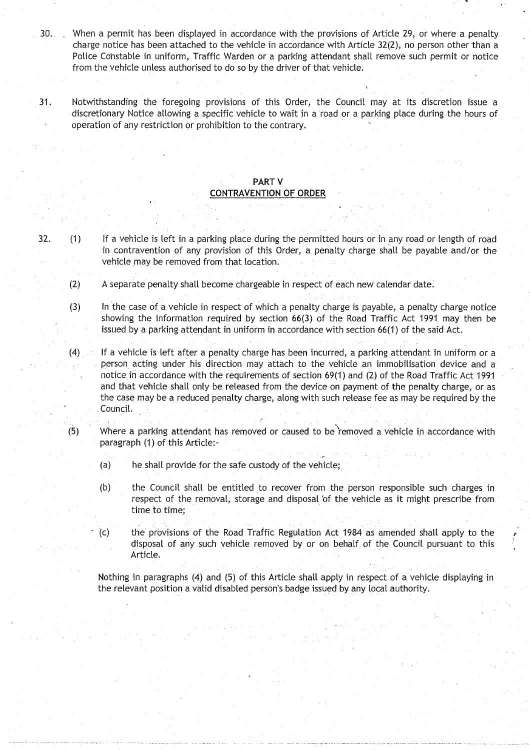30. When a permit has been displayed in accordance with the provisions of Article 29, or where a penalty charge notice has been attached to the vehicle in accordance with Article 32(2), no person other than a Police Constable in uniform, Traffic Warden or a parking attendant shall remove such permit or notice from the vehicle unless authorised to do so by the driver of that vehicle.

31. Notwithstanding the foregoing provisions of this Order, the Council may at its discretion issue a discretionary Notice allowing a specific vehicle to wait in a road or a parking place during the hours of operation of any restriction or prohibition to the contrary.

## PART V
## CONTRAVENTION OF ORDER

32. (1) If a vehicle is left in a parking place during the permitted hours or in any road or length of road in contravention of any provision of this Order, a penalty charge shall be payable and/or the vehicle may be removed from that location.

(2) A separate penalty shall become chargeable in respect of each new calendar date.

(3) In the case of a vehicle in respect of which a penalty charge is payable, a penalty charge notice showing the information required by section 66(3) of the Road Traffic Act 1991 may then be issued by a parking attendant in uniform in accordance with section 66(1) of the said Act.

(4) If a vehicle is left after a penalty charge has been incurred, a parking attendant in uniform or a person acting under his direction may attach to the vehicle an immobilisation device and a notice in accordance with the requirements of section 69(1) and (2) of the Road Traffic Act 1991 and that vehicle shall only be released from the device on payment of the penalty charge, or as the case may be a reduced penalty charge, along with such release fee as may be required by the Council.

(5) Where a parking attendant has removed or caused to be removed a vehicle in accordance with paragraph (1) of this Article:-

(a) he shall provide for the safe custody of the vehicle;

(b) the Council shall be entitled to recover from the person responsible such charges in respect of the removal, storage and disposal of the vehicle as it might prescribe from time to time;

(c) the provisions of the Road Traffic Regulation Act 1984 as amended shall apply to the disposal of any such vehicle removed by or on behalf of the Council pursuant to this Article.

Nothing in paragraphs (4) and (5) of this Article shall apply in respect of a vehicle displaying in the relevant position a valid disabled person's badge issued by any local authority.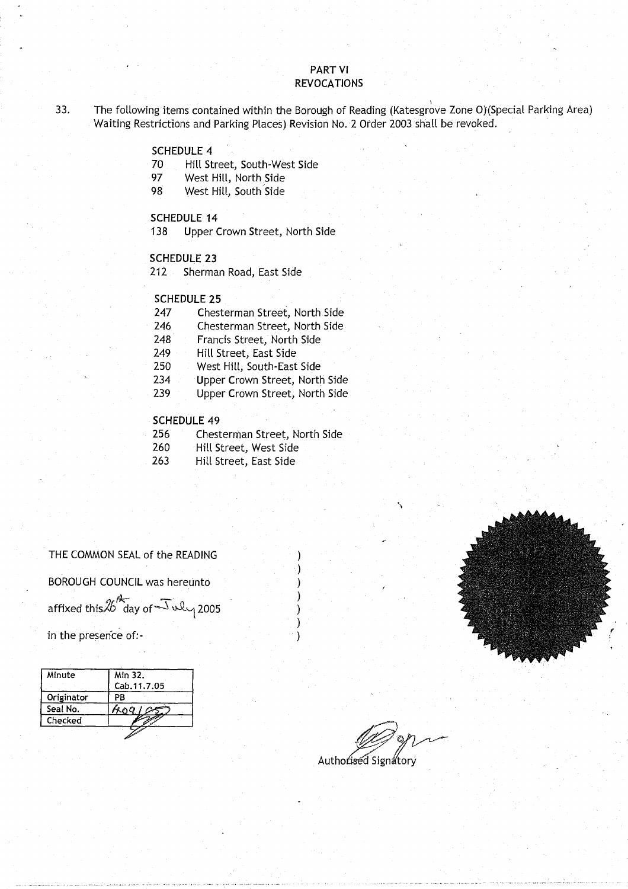## PART VI
## REVOCATIONS

33. The following items contained within the Borough of Reading (Katesgrove Zone O)(Special Parking Area) Waiting Restrictions and Parking Places) Revision No. 2 Order 2003 shall be revoked.

**SCHEDULE 4**

70 Hill Street, South-West Side
97 West Hill, North Side
98 West Hill, South Side

**SCHEDULE 14**

138 Upper Crown Street, North Side

**SCHEDULE 23**

212 Sherman Road, East Side

**SCHEDULE 25**

247 Chesterman Street, North Side
246 Chesterman Street, North Side
248 Francis Street, North Side
249 Hill Street, East Side
250 West Hill, South-East Side
234 Upper Crown Street, North Side
239 Upper Crown Street, North Side

**SCHEDULE 49**

256 Chesterman Street, North Side
260 Hill Street, West Side
263 Hill Street, East Side

THE COMMON SEAL of the READING BOROUGH COUNCIL was hereunto affixed this 26th day of July 2005 in the presence of:-

| Minute | Min 32. Cab.11.7.05 |
|---|---|
| Originator | PB |
| Seal No. | 409/05 |
| Checked | |

Authorised Signatory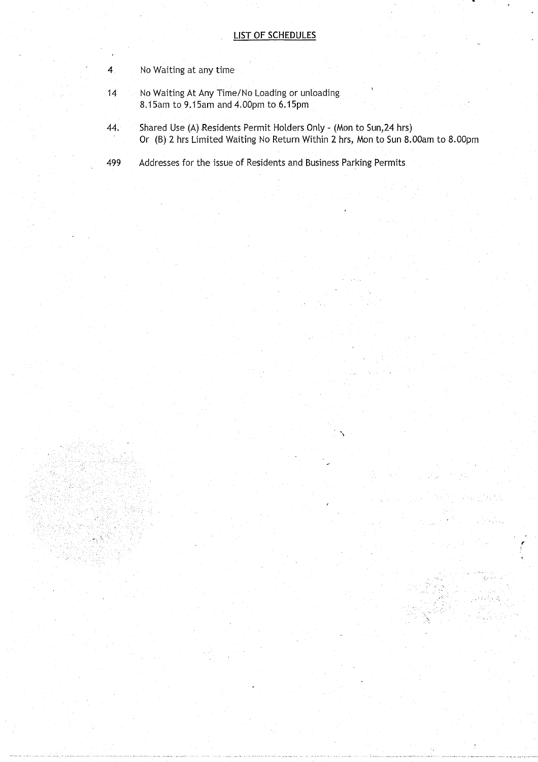## LIST OF SCHEDULES

| | |
|---|---|
| 4 | No Waiting at any time |
| 14 | No Waiting At Any Time/No Loading or unloading 8.15am to 9.15am and 4.00pm to 6.15pm |
| 44. | Shared Use (A) Residents Permit Holders Only - (Mon to Sun,24 hrs) Or (B) 2 hrs Limited Waiting No Return Within 2 hrs, Mon to Sun 8.00am to 8.00pm |
| 499 | Addresses for the issue of Residents and Business Parking Permits |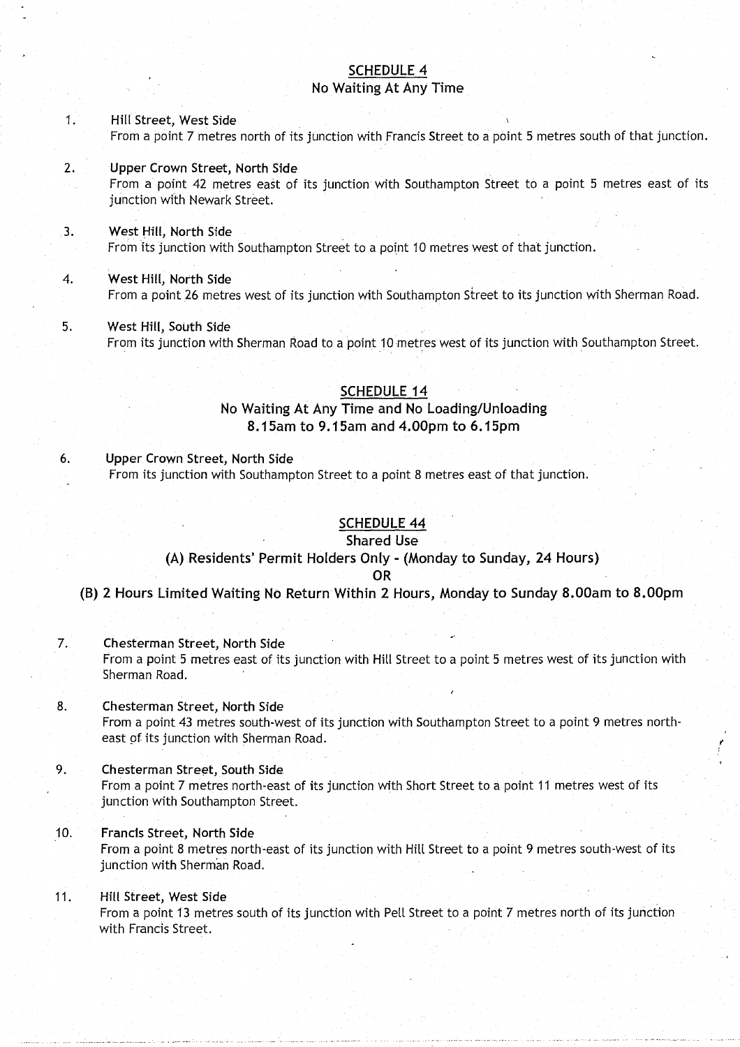## SCHEDULE 4
### No Waiting At Any Time

1. **Hill Street, West Side**
   From a point 7 metres north of its junction with Francis Street to a point 5 metres south of that junction.

2. **Upper Crown Street, North Side**
   From a point 42 metres east of its junction with Southampton Street to a point 5 metres east of its junction with Newark Street.

3. **West Hill, North Side**
   From its junction with Southampton Street to a point 10 metres west of that junction.

4. **West Hill, North Side**
   From a point 26 metres west of its junction with Southampton Street to its junction with Sherman Road.

5. **West Hill, South Side**
   From its junction with Sherman Road to a point 10 metres west of its junction with Southampton Street.

## SCHEDULE 14
### No Waiting At Any Time and No Loading/Unloading 8.15am to 9.15am and 4.00pm to 6.15pm

6. **Upper Crown Street, North Side**
   From its junction with Southampton Street to a point 8 metres east of that junction.

## SCHEDULE 44
### Shared Use
### (A) Residents' Permit Holders Only - (Monday to Sunday, 24 Hours)
### OR
### (B) 2 Hours Limited Waiting No Return Within 2 Hours, Monday to Sunday 8.00am to 8.00pm

7. **Chesterman Street, North Side**
   From a point 5 metres east of its junction with Hill Street to a point 5 metres west of its junction with Sherman Road.

8. **Chesterman Street, North Side**
   From a point 43 metres south-west of its junction with Southampton Street to a point 9 metres north-east of its junction with Sherman Road.

9. **Chesterman Street, South Side**
   From a point 7 metres north-east of its junction with Short Street to a point 11 metres west of its junction with Southampton Street.

10. **Francis Street, North Side**
    From a point 8 metres north-east of its junction with Hill Street to a point 9 metres south-west of its junction with Sherman Road.

11. **Hill Street, West Side**
    From a point 13 metres south of its junction with Pell Street to a point 7 metres north of its junction with Francis Street.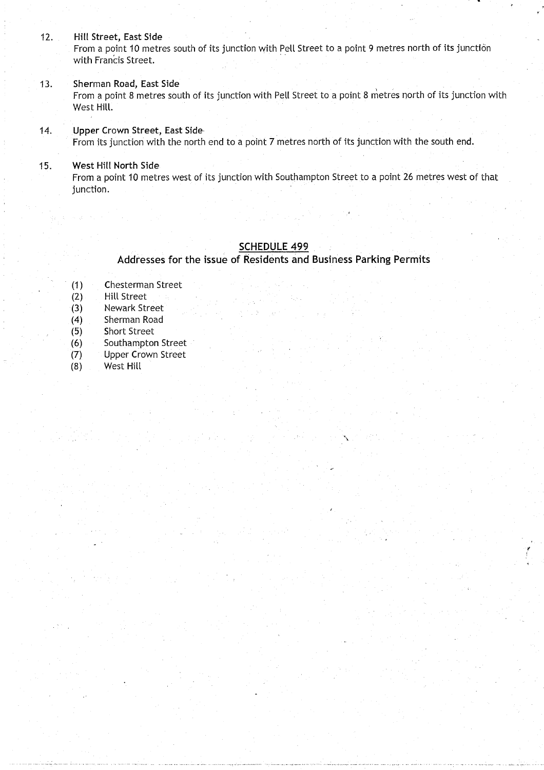12. **Hill Street, East Side**
    From a point 10 metres south of its junction with Pell Street to a point 9 metres north of its junction with Francis Street.

13. **Sherman Road, East Side**
    From a point 8 metres south of its junction with Pell Street to a point 8 metres north of its junction with West Hill.

14. **Upper Crown Street, East Side**
    From its junction with the north end to a point 7 metres north of its junction with the south end.

15. **West Hill North Side**
    From a point 10 metres west of its junction with Southampton Street to a point 26 metres west of that junction.

## SCHEDULE 499

### Addresses for the issue of Residents and Business Parking Permits

(1) Chesterman Street
(2) Hill Street
(3) Newark Street
(4) Sherman Road
(5) Short Street
(6) Southampton Street
(7) Upper Crown Street
(8) West Hill